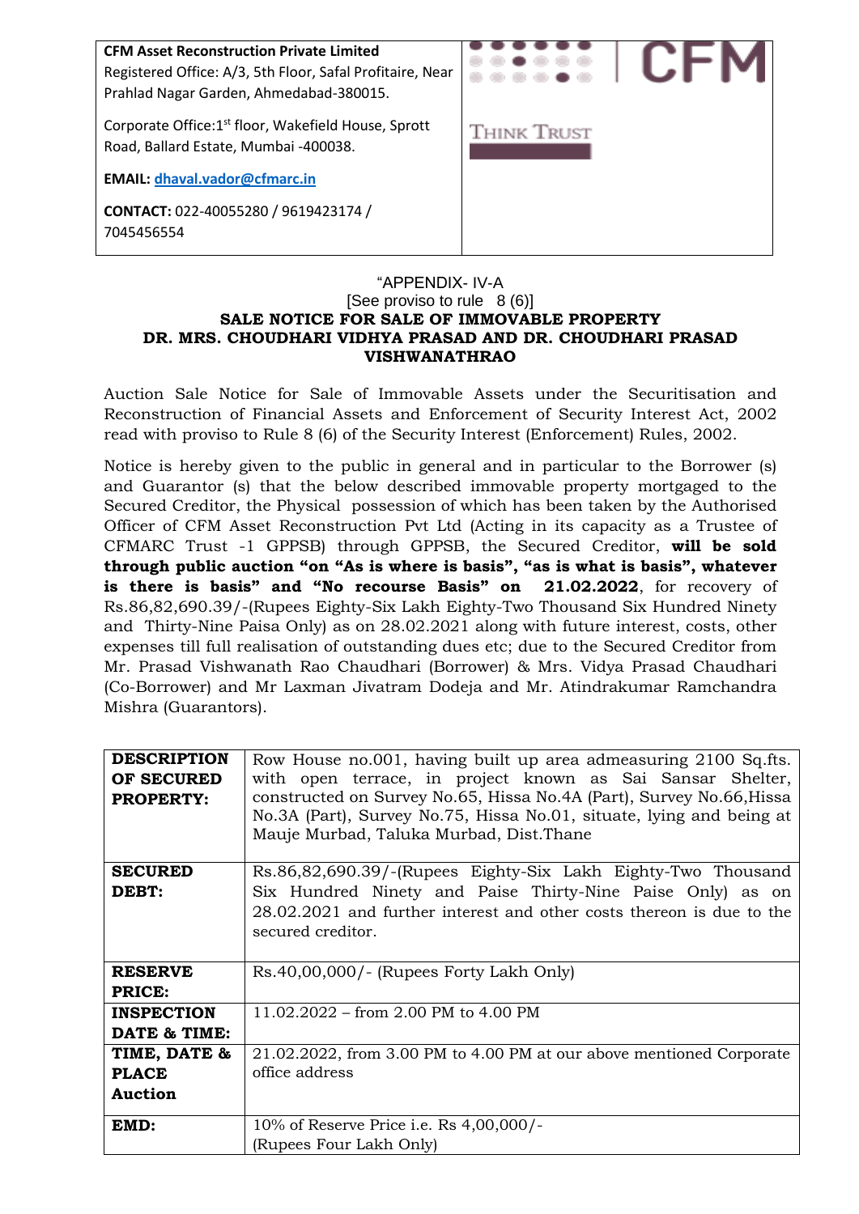**CFM Asset Reconstruction Private Limited**
Registered Office: A/3, 5th Floor, Safal Profitaire, Near Prahlad Nagar Garden, Ahmedabad-380015.

Corporate Office:1st floor, Wakefield House, Sprott Road, Ballard Estate, Mumbai -400038.

**EMAIL:** dhaval.vador@cfmarc.in

**CONTACT:** 022-40055280 / 9619423174 / 7045456554

CFM

THINK TRUST

"APPENDIX- IV-A
[See proviso to rule 8 (6)]

**SALE NOTICE FOR SALE OF IMMOVABLE PROPERTY**
**DR. MRS. CHOUDHARI VIDHYA PRASAD AND DR. CHOUDHARI PRASAD VISHWANATHRAO**

Auction Sale Notice for Sale of Immovable Assets under the Securitisation and Reconstruction of Financial Assets and Enforcement of Security Interest Act, 2002 read with proviso to Rule 8 (6) of the Security Interest (Enforcement) Rules, 2002.

Notice is hereby given to the public in general and in particular to the Borrower (s) and Guarantor (s) that the below described immovable property mortgaged to the Secured Creditor, the Physical possession of which has been taken by the Authorised Officer of CFM Asset Reconstruction Pvt Ltd (Acting in its capacity as a Trustee of CFMARC Trust -1 GPPSB) through GPPSB, the Secured Creditor, **will be sold through public auction "on "As is where is basis", "as is what is basis", whatever is there is basis" and "No recourse Basis" on 21.02.2022**, for recovery of Rs.86,82,690.39/-(Rupees Eighty-Six Lakh Eighty-Two Thousand Six Hundred Ninety and Thirty-Nine Paisa Only) as on 28.02.2021 along with future interest, costs, other expenses till full realisation of outstanding dues etc; due to the Secured Creditor from Mr. Prasad Vishwanath Rao Chaudhari (Borrower) & Mrs. Vidya Prasad Chaudhari (Co-Borrower) and Mr Laxman Jivatram Dodeja and Mr. Atindrakumar Ramchandra Mishra (Guarantors).

| | |
|---|---|
| **DESCRIPTION OF SECURED PROPERTY:** | Row House no.001, having built up area admeasuring 2100 Sq.fts. with open terrace, in project known as Sai Sansar Shelter, constructed on Survey No.65, Hissa No.4A (Part), Survey No.66,Hissa No.3A (Part), Survey No.75, Hissa No.01, situate, lying and being at Mauje Murbad, Taluka Murbad, Dist.Thane |
| **SECURED DEBT:** | Rs.86,82,690.39/-(Rupees Eighty-Six Lakh Eighty-Two Thousand Six Hundred Ninety and Paise Thirty-Nine Paise Only) as on 28.02.2021 and further interest and other costs thereon is due to the secured creditor. |
| **RESERVE PRICE:** | Rs.40,00,000/- (Rupees Forty Lakh Only) |
| **INSPECTION DATE & TIME:** | 11.02.2022 – from 2.00 PM to 4.00 PM |
| **TIME, DATE & PLACE Auction** | 21.02.2022, from 3.00 PM to 4.00 PM at our above mentioned Corporate office address |
| **EMD:** | 10% of Reserve Price i.e. Rs 4,00,000/- (Rupees Four Lakh Only) |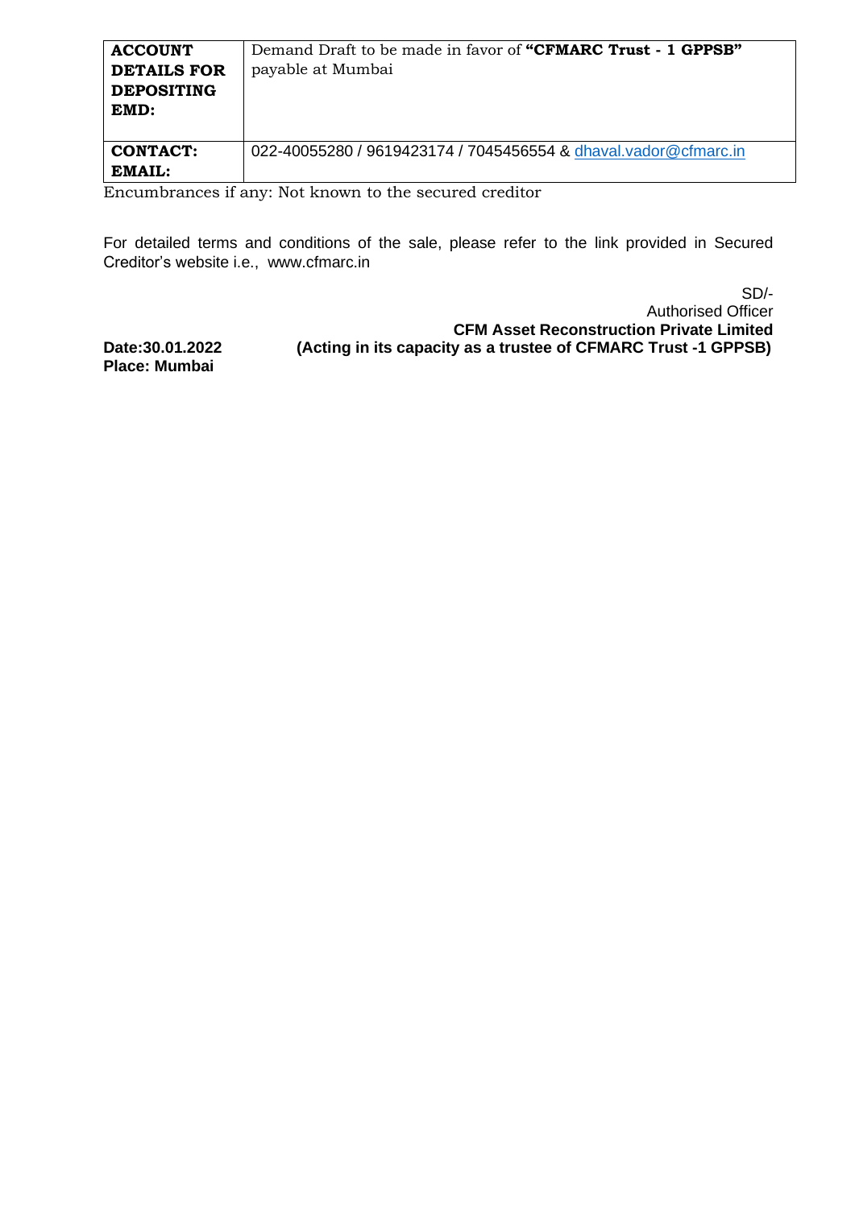| **ACCOUNT DETAILS FOR DEPOSITING EMD:** | Demand Draft to be made in favor of **"CFMARC Trust - 1 GPPSB"** payable at Mumbai |
|---|---|
| **CONTACT: EMAIL:** | 022-40055280 / 9619423174 / 7045456554 & dhaval.vador@cfmarc.in |

Encumbrances if any: Not known to the secured creditor

For detailed terms and conditions of the sale, please refer to the link provided in Secured Creditor's website i.e., www.cfmarc.in

SD/-
Authorised Officer
**CFM Asset Reconstruction Private Limited**
**(Acting in its capacity as a trustee of CFMARC Trust -1 GPPSB)**

**Date:30.01.2022**
**Place: Mumbai**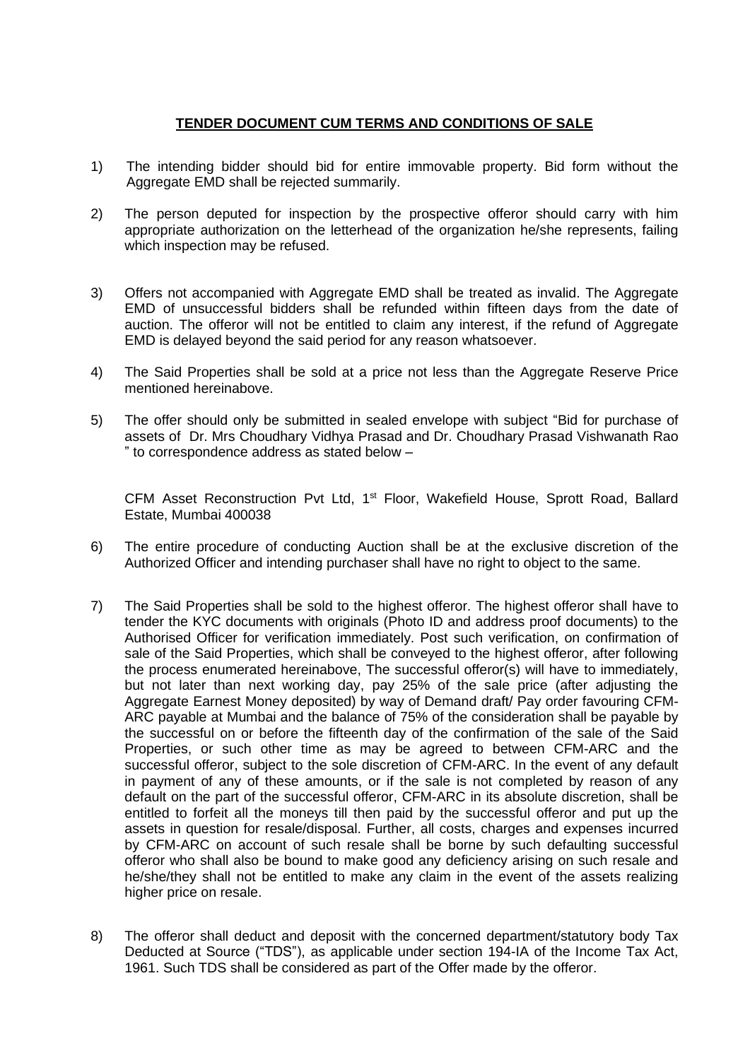**TENDER DOCUMENT CUM TERMS AND CONDITIONS OF SALE**

1) The intending bidder should bid for entire immovable property. Bid form without the Aggregate EMD shall be rejected summarily.

2) The person deputed for inspection by the prospective offeror should carry with him appropriate authorization on the letterhead of the organization he/she represents, failing which inspection may be refused.

3) Offers not accompanied with Aggregate EMD shall be treated as invalid. The Aggregate EMD of unsuccessful bidders shall be refunded within fifteen days from the date of auction. The offeror will not be entitled to claim any interest, if the refund of Aggregate EMD is delayed beyond the said period for any reason whatsoever.

4) The Said Properties shall be sold at a price not less than the Aggregate Reserve Price mentioned hereinabove.

5) The offer should only be submitted in sealed envelope with subject "Bid for purchase of assets of Dr. Mrs Choudhary Vidhya Prasad and Dr. Choudhary Prasad Vishwanath Rao " to correspondence address as stated below –

   CFM Asset Reconstruction Pvt Ltd, 1st Floor, Wakefield House, Sprott Road, Ballard Estate, Mumbai 400038

6) The entire procedure of conducting Auction shall be at the exclusive discretion of the Authorized Officer and intending purchaser shall have no right to object to the same.

7) The Said Properties shall be sold to the highest offeror. The highest offeror shall have to tender the KYC documents with originals (Photo ID and address proof documents) to the Authorised Officer for verification immediately. Post such verification, on confirmation of sale of the Said Properties, which shall be conveyed to the highest offeror, after following the process enumerated hereinabove, The successful offeror(s) will have to immediately, but not later than next working day, pay 25% of the sale price (after adjusting the Aggregate Earnest Money deposited) by way of Demand draft/ Pay order favouring CFM-ARC payable at Mumbai and the balance of 75% of the consideration shall be payable by the successful on or before the fifteenth day of the confirmation of the sale of the Said Properties, or such other time as may be agreed to between CFM-ARC and the successful offeror, subject to the sole discretion of CFM-ARC. In the event of any default in payment of any of these amounts, or if the sale is not completed by reason of any default on the part of the successful offeror, CFM-ARC in its absolute discretion, shall be entitled to forfeit all the moneys till then paid by the successful offeror and put up the assets in question for resale/disposal. Further, all costs, charges and expenses incurred by CFM-ARC on account of such resale shall be borne by such defaulting successful offeror who shall also be bound to make good any deficiency arising on such resale and he/she/they shall not be entitled to make any claim in the event of the assets realizing higher price on resale.

8) The offeror shall deduct and deposit with the concerned department/statutory body Tax Deducted at Source ("TDS"), as applicable under section 194-IA of the Income Tax Act, 1961. Such TDS shall be considered as part of the Offer made by the offeror.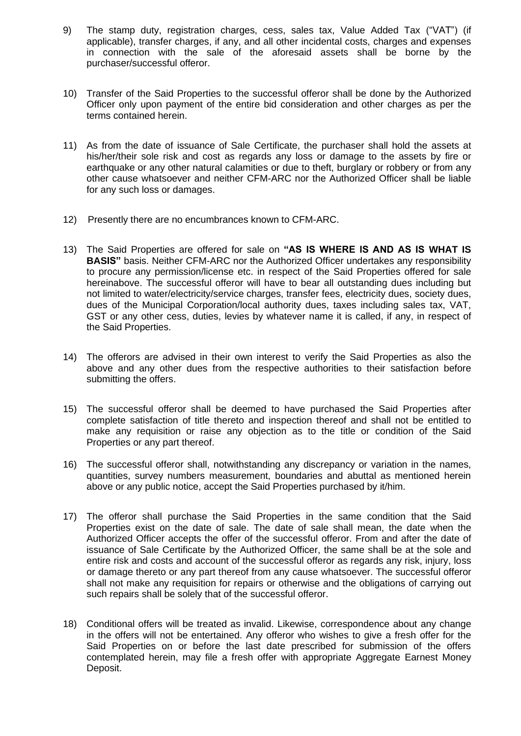9) The stamp duty, registration charges, cess, sales tax, Value Added Tax ("VAT") (if applicable), transfer charges, if any, and all other incidental costs, charges and expenses in connection with the sale of the aforesaid assets shall be borne by the purchaser/successful offeror.

10) Transfer of the Said Properties to the successful offeror shall be done by the Authorized Officer only upon payment of the entire bid consideration and other charges as per the terms contained herein.

11) As from the date of issuance of Sale Certificate, the purchaser shall hold the assets at his/her/their sole risk and cost as regards any loss or damage to the assets by fire or earthquake or any other natural calamities or due to theft, burglary or robbery or from any other cause whatsoever and neither CFM-ARC nor the Authorized Officer shall be liable for any such loss or damages.

12) Presently there are no encumbrances known to CFM-ARC.

13) The Said Properties are offered for sale on **"AS IS WHERE IS AND AS IS WHAT IS BASIS"** basis. Neither CFM-ARC nor the Authorized Officer undertakes any responsibility to procure any permission/license etc. in respect of the Said Properties offered for sale hereinabove. The successful offeror will have to bear all outstanding dues including but not limited to water/electricity/service charges, transfer fees, electricity dues, society dues, dues of the Municipal Corporation/local authority dues, taxes including sales tax, VAT, GST or any other cess, duties, levies by whatever name it is called, if any, in respect of the Said Properties.

14) The offerors are advised in their own interest to verify the Said Properties as also the above and any other dues from the respective authorities to their satisfaction before submitting the offers.

15) The successful offeror shall be deemed to have purchased the Said Properties after complete satisfaction of title thereto and inspection thereof and shall not be entitled to make any requisition or raise any objection as to the title or condition of the Said Properties or any part thereof.

16) The successful offeror shall, notwithstanding any discrepancy or variation in the names, quantities, survey numbers measurement, boundaries and abuttal as mentioned herein above or any public notice, accept the Said Properties purchased by it/him.

17) The offeror shall purchase the Said Properties in the same condition that the Said Properties exist on the date of sale. The date of sale shall mean, the date when the Authorized Officer accepts the offer of the successful offeror. From and after the date of issuance of Sale Certificate by the Authorized Officer, the same shall be at the sole and entire risk and costs and account of the successful offeror as regards any risk, injury, loss or damage thereto or any part thereof from any cause whatsoever. The successful offeror shall not make any requisition for repairs or otherwise and the obligations of carrying out such repairs shall be solely that of the successful offeror.

18) Conditional offers will be treated as invalid. Likewise, correspondence about any change in the offers will not be entertained. Any offeror who wishes to give a fresh offer for the Said Properties on or before the last date prescribed for submission of the offers contemplated herein, may file a fresh offer with appropriate Aggregate Earnest Money Deposit.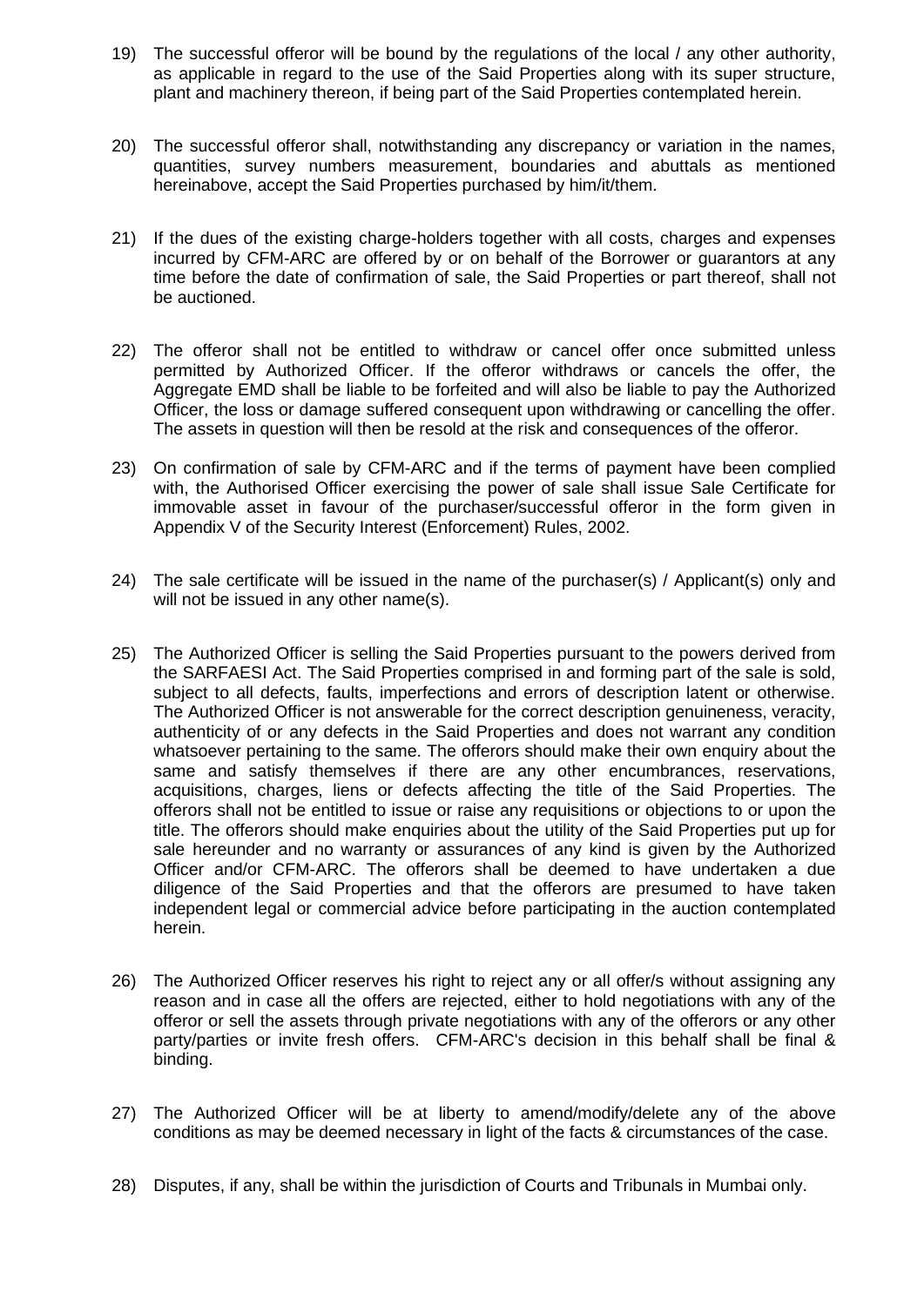19) The successful offeror will be bound by the regulations of the local / any other authority, as applicable in regard to the use of the Said Properties along with its super structure, plant and machinery thereon, if being part of the Said Properties contemplated herein.

20) The successful offeror shall, notwithstanding any discrepancy or variation in the names, quantities, survey numbers measurement, boundaries and abuttals as mentioned hereinabove, accept the Said Properties purchased by him/it/them.

21) If the dues of the existing charge-holders together with all costs, charges and expenses incurred by CFM-ARC are offered by or on behalf of the Borrower or guarantors at any time before the date of confirmation of sale, the Said Properties or part thereof, shall not be auctioned.

22) The offeror shall not be entitled to withdraw or cancel offer once submitted unless permitted by Authorized Officer. If the offeror withdraws or cancels the offer, the Aggregate EMD shall be liable to be forfeited and will also be liable to pay the Authorized Officer, the loss or damage suffered consequent upon withdrawing or cancelling the offer. The assets in question will then be resold at the risk and consequences of the offeror.

23) On confirmation of sale by CFM-ARC and if the terms of payment have been complied with, the Authorised Officer exercising the power of sale shall issue Sale Certificate for immovable asset in favour of the purchaser/successful offeror in the form given in Appendix V of the Security Interest (Enforcement) Rules, 2002.

24) The sale certificate will be issued in the name of the purchaser(s) / Applicant(s) only and will not be issued in any other name(s).

25) The Authorized Officer is selling the Said Properties pursuant to the powers derived from the SARFAESI Act. The Said Properties comprised in and forming part of the sale is sold, subject to all defects, faults, imperfections and errors of description latent or otherwise. The Authorized Officer is not answerable for the correct description genuineness, veracity, authenticity of or any defects in the Said Properties and does not warrant any condition whatsoever pertaining to the same. The offerors should make their own enquiry about the same and satisfy themselves if there are any other encumbrances, reservations, acquisitions, charges, liens or defects affecting the title of the Said Properties. The offerors shall not be entitled to issue or raise any requisitions or objections to or upon the title. The offerors should make enquiries about the utility of the Said Properties put up for sale hereunder and no warranty or assurances of any kind is given by the Authorized Officer and/or CFM-ARC. The offerors shall be deemed to have undertaken a due diligence of the Said Properties and that the offerors are presumed to have taken independent legal or commercial advice before participating in the auction contemplated herein.

26) The Authorized Officer reserves his right to reject any or all offer/s without assigning any reason and in case all the offers are rejected, either to hold negotiations with any of the offeror or sell the assets through private negotiations with any of the offerors or any other party/parties or invite fresh offers. CFM-ARC's decision in this behalf shall be final & binding.

27) The Authorized Officer will be at liberty to amend/modify/delete any of the above conditions as may be deemed necessary in light of the facts & circumstances of the case.

28) Disputes, if any, shall be within the jurisdiction of Courts and Tribunals in Mumbai only.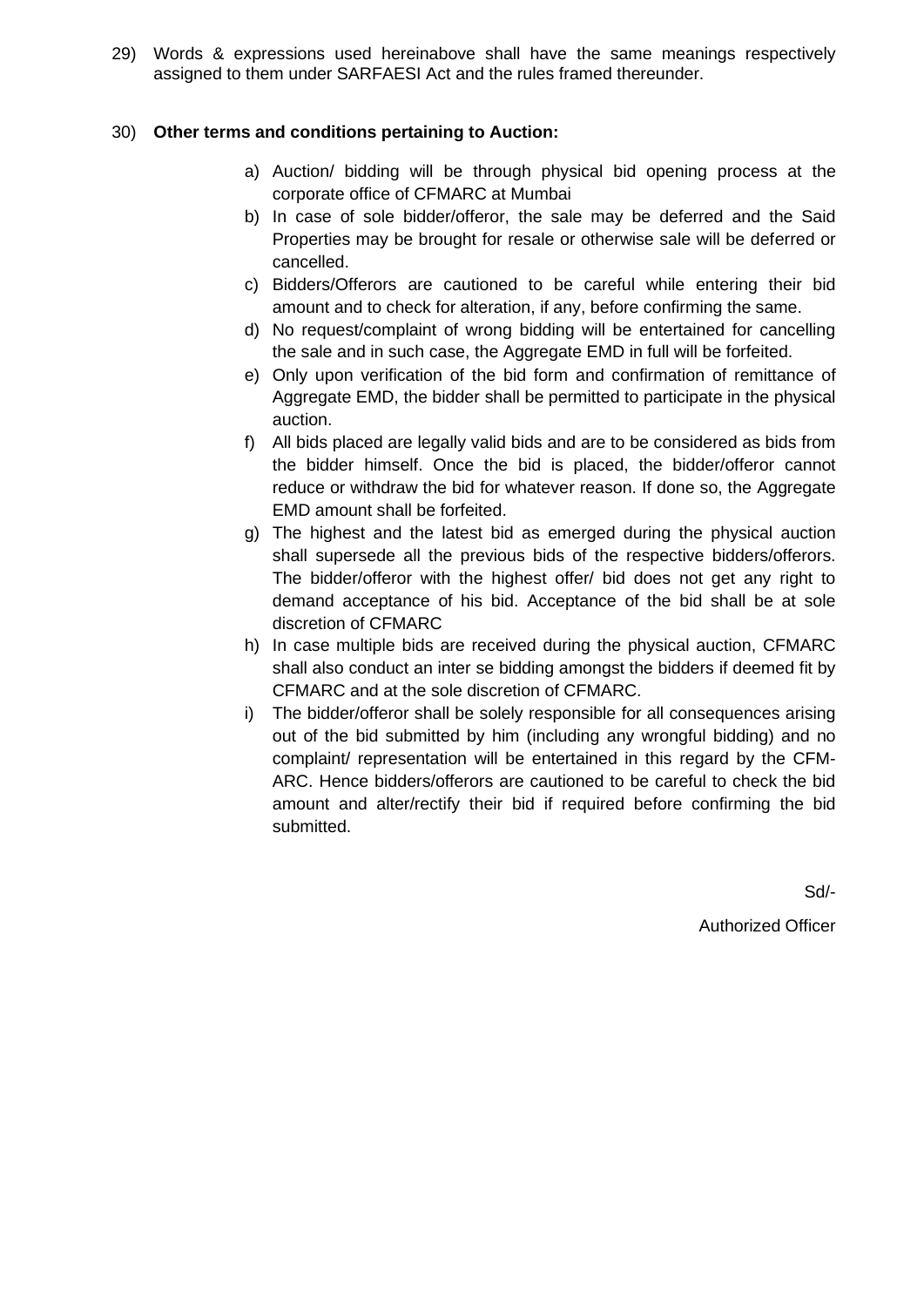29) Words & expressions used hereinabove shall have the same meanings respectively assigned to them under SARFAESI Act and the rules framed thereunder.

30) **Other terms and conditions pertaining to Auction:**

a) Auction/ bidding will be through physical bid opening process at the corporate office of CFMARC at Mumbai
b) In case of sole bidder/offeror, the sale may be deferred and the Said Properties may be brought for resale or otherwise sale will be deferred or cancelled.
c) Bidders/Offerors are cautioned to be careful while entering their bid amount and to check for alteration, if any, before confirming the same.
d) No request/complaint of wrong bidding will be entertained for cancelling the sale and in such case, the Aggregate EMD in full will be forfeited.
e) Only upon verification of the bid form and confirmation of remittance of Aggregate EMD, the bidder shall be permitted to participate in the physical auction.
f) All bids placed are legally valid bids and are to be considered as bids from the bidder himself. Once the bid is placed, the bidder/offeror cannot reduce or withdraw the bid for whatever reason. If done so, the Aggregate EMD amount shall be forfeited.
g) The highest and the latest bid as emerged during the physical auction shall supersede all the previous bids of the respective bidders/offerors. The bidder/offeror with the highest offer/ bid does not get any right to demand acceptance of his bid. Acceptance of the bid shall be at sole discretion of CFMARC
h) In case multiple bids are received during the physical auction, CFMARC shall also conduct an inter se bidding amongst the bidders if deemed fit by CFMARC and at the sole discretion of CFMARC.
i) The bidder/offeror shall be solely responsible for all consequences arising out of the bid submitted by him (including any wrongful bidding) and no complaint/ representation will be entertained in this regard by the CFM-ARC. Hence bidders/offerors are cautioned to be careful to check the bid amount and alter/rectify their bid if required before confirming the bid submitted.

Sd/-

Authorized Officer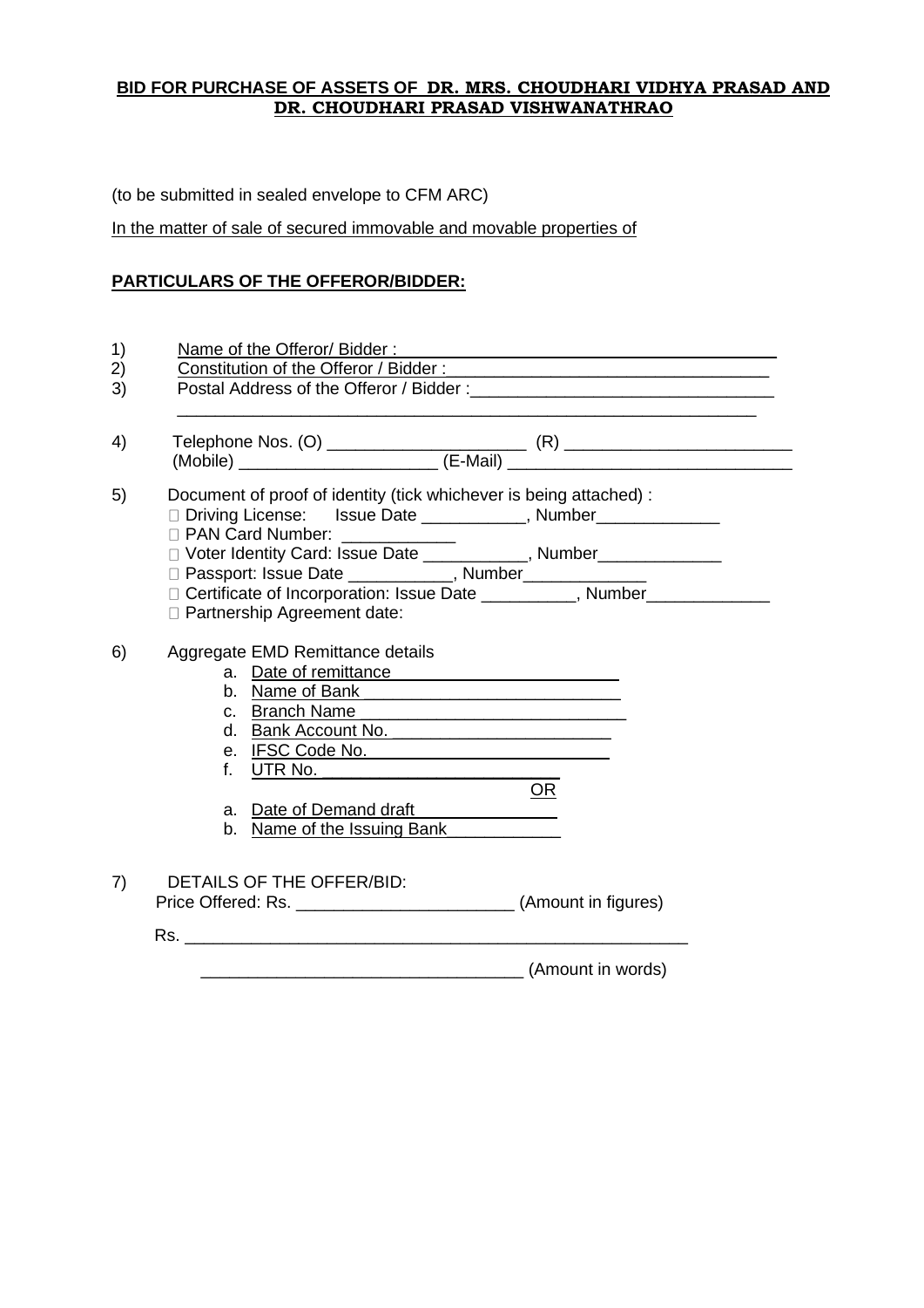**BID FOR PURCHASE OF ASSETS OF DR. MRS. CHOUDHARI VIDHYA PRASAD AND DR. CHOUDHARI PRASAD VISHWANATHRAO**

(to be submitted in sealed envelope to CFM ARC)

In the matter of sale of secured immovable and movable properties of

**PARTICULARS OF THE OFFEROR/BIDDER:**

1) Name of the Offeror/ Bidder : ______________________________
2) Constitution of the Offeror / Bidder : ______________________________
3) Postal Address of the Offeror / Bidder :______________________________
   ______________________________________________________________

4) Telephone Nos. (O) ____________________ (R) ______________________
   (Mobile) ____________________ (E-Mail) ____________________________

5) Document of proof of identity (tick whichever is being attached) :
   - ☐ Driving License: Issue Date ___________, Number_____________
   - ☐ PAN Card Number: ___________
   - ☐ Voter Identity Card: Issue Date ___________, Number_____________
   - ☐ Passport: Issue Date ___________, Number_____________
   - ☐ Certificate of Incorporation: Issue Date __________, Number_____________
   - ☐ Partnership Agreement date:

6) Aggregate EMD Remittance details
   a. Date of remittance ______________________
   b. Name of Bank ______________________
   c. Branch Name ______________________
   d. Bank Account No. ______________________
   e. IFSC Code No. ______________________
   f. UTR No. ______________________

   OR

   a. Date of Demand draft ______________
   b. Name of the Issuing Bank ___________

7) DETAILS OF THE OFFER/BID:

   Price Offered: Rs. ______________________ (Amount in figures)

   Rs. ______________________________________________________

   __________________________________ (Amount in words)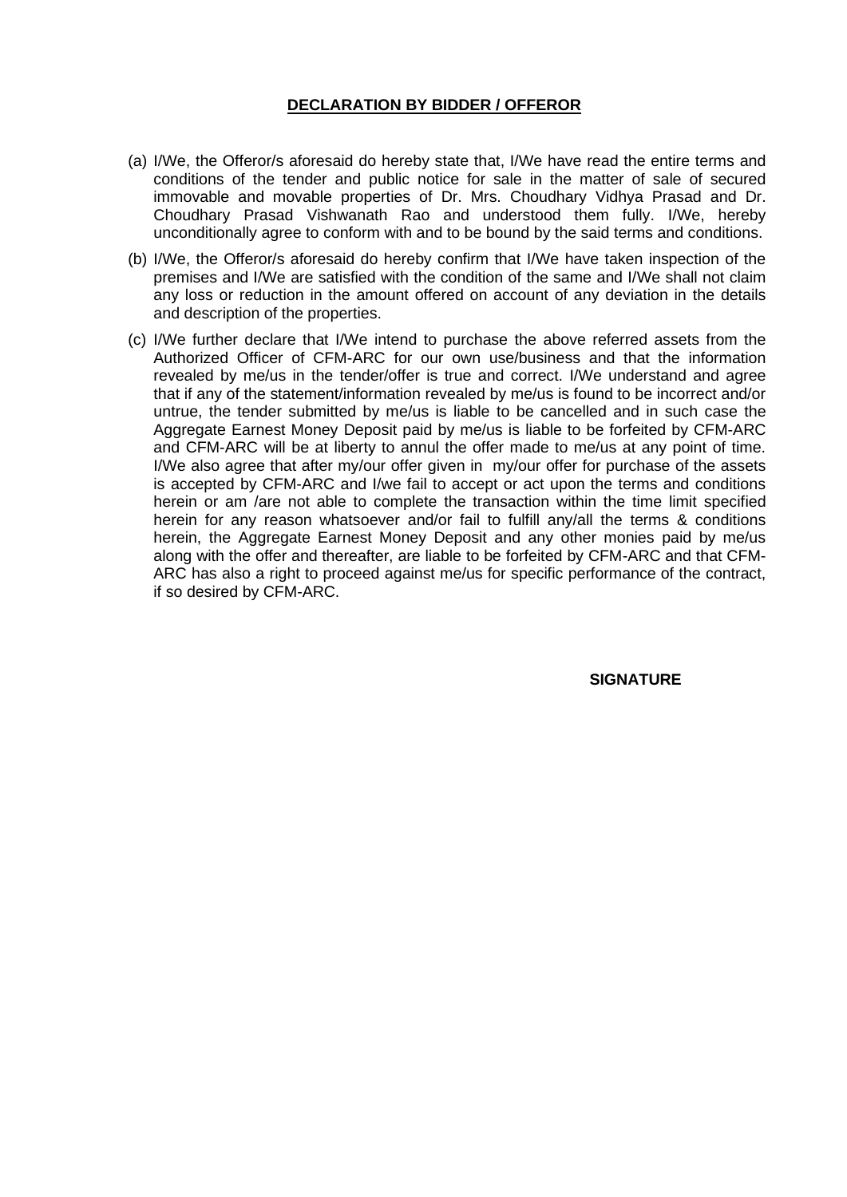**DECLARATION BY BIDDER / OFFEROR**

(a) I/We, the Offeror/s aforesaid do hereby state that, I/We have read the entire terms and conditions of the tender and public notice for sale in the matter of sale of secured immovable and movable properties of Dr. Mrs. Choudhary Vidhya Prasad and Dr. Choudhary Prasad Vishwanath Rao and understood them fully. I/We, hereby unconditionally agree to conform with and to be bound by the said terms and conditions.

(b) I/We, the Offeror/s aforesaid do hereby confirm that I/We have taken inspection of the premises and I/We are satisfied with the condition of the same and I/We shall not claim any loss or reduction in the amount offered on account of any deviation in the details and description of the properties.

(c) I/We further declare that I/We intend to purchase the above referred assets from the Authorized Officer of CFM-ARC for our own use/business and that the information revealed by me/us in the tender/offer is true and correct. I/We understand and agree that if any of the statement/information revealed by me/us is found to be incorrect and/or untrue, the tender submitted by me/us is liable to be cancelled and in such case the Aggregate Earnest Money Deposit paid by me/us is liable to be forfeited by CFM-ARC and CFM-ARC will be at liberty to annul the offer made to me/us at any point of time. I/We also agree that after my/our offer given in my/our offer for purchase of the assets is accepted by CFM-ARC and I/we fail to accept or act upon the terms and conditions herein or am /are not able to complete the transaction within the time limit specified herein for any reason whatsoever and/or fail to fulfill any/all the terms & conditions herein, the Aggregate Earnest Money Deposit and any other monies paid by me/us along with the offer and thereafter, are liable to be forfeited by CFM-ARC and that CFM-ARC has also a right to proceed against me/us for specific performance of the contract, if so desired by CFM-ARC.

**SIGNATURE**